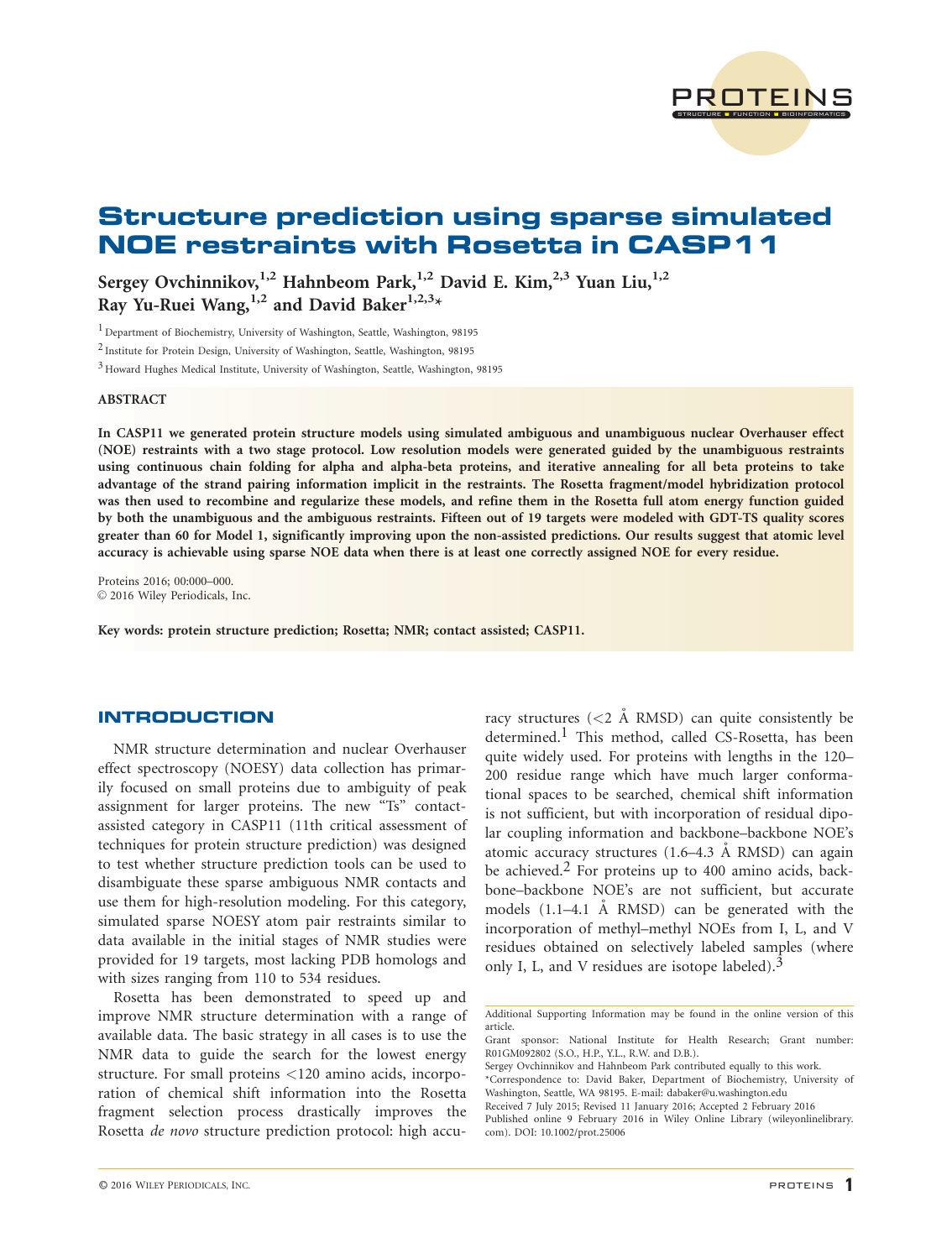# Structure prediction using sparse simulated NOE restraints with Rosetta in CASP11

Sergey Ovchinnikov,[1,2] Hahnbeom Park,[1,2] David E. Kim,[2,3] Yuan Liu,[1,2] Ray Yu-Ruei Wang,[1,2] and David Baker[1,2,3]*

[1] Department of Biochemistry, University of Washington, Seattle, Washington, 98195

[2] Institute for Protein Design, University of Washington, Seattle, Washington, 98195

[3] Howard Hughes Medical Institute, University of Washington, Seattle, Washington, 98195

## ABSTRACT

**In CASP11 we generated protein structure models using simulated ambiguous and unambiguous nuclear Overhauser effect (NOE) restraints with a two stage protocol. Low resolution models were generated guided by the unambiguous restraints using continuous chain folding for alpha and alpha-beta proteins, and iterative annealing for all beta proteins to take advantage of the strand pairing information implicit in the restraints. The Rosetta fragment/model hybridization protocol was then used to recombine and regularize these models, and refine them in the Rosetta full atom energy function guided by both the unambiguous and the ambiguous restraints. Fifteen out of 19 targets were modeled with GDT-TS quality scores greater than 60 for Model 1, significantly improving upon the non-assisted predictions. Our results suggest that atomic level accuracy is achievable using sparse NOE data when there is at least one correctly assigned NOE for every residue.**

Proteins 2016; 00:000–000.
© 2016 Wiley Periodicals, Inc.

**Key words: protein structure prediction; Rosetta; NMR; contact assisted; CASP11.**

## INTRODUCTION

NMR structure determination and nuclear Overhauser effect spectroscopy (NOESY) data collection has primarily focused on small proteins due to ambiguity of peak assignment for larger proteins. The new "Ts" contact-assisted category in CASP11 (11th critical assessment of techniques for protein structure prediction) was designed to test whether structure prediction tools can be used to disambiguate these sparse ambiguous NMR contacts and use them for high-resolution modeling. For this category, simulated sparse NOESY atom pair restraints similar to data available in the initial stages of NMR studies were provided for 19 targets, most lacking PDB homologs and with sizes ranging from 110 to 534 residues.

Rosetta has been demonstrated to speed up and improve NMR structure determination with a range of available data. The basic strategy in all cases is to use the NMR data to guide the search for the lowest energy structure. For small proteins <120 amino acids, incorporation of chemical shift information into the Rosetta fragment selection process drastically improves the Rosetta *de novo* structure prediction protocol: high accuracy structures (<2 Å RMSD) can quite consistently be determined.[1] This method, called CS-Rosetta, has been quite widely used. For proteins with lengths in the 120–200 residue range which have much larger conformational spaces to be searched, chemical shift information is not sufficient, but with incorporation of residual dipolar coupling information and backbone–backbone NOE's atomic accuracy structures (1.6–4.3 Å RMSD) can again be achieved.[2] For proteins up to 400 amino acids, backbone–backbone NOE's are not sufficient, but accurate models (1.1–4.1 Å RMSD) can be generated with the incorporation of methyl–methyl NOEs from I, L, and V residues obtained on selectively labeled samples (where only I, L, and V residues are isotope labeled).[3]

Additional Supporting Information may be found in the online version of this article.

Grant sponsor: National Institute for Health Research; Grant number: R01GM092802 (S.O., H.P., Y.L., R.W. and D.B.).

Sergey Ovchinnikov and Hahnbeom Park contributed equally to this work.

*Correspondence to: David Baker, Department of Biochemistry, University of Washington, Seattle, WA 98195. E-mail: dabaker@u.washington.edu

Received 7 July 2015; Revised 11 January 2016; Accepted 2 February 2016

Published online 9 February 2016 in Wiley Online Library (wileyonlinelibrary.com). DOI: 10.1002/prot.25006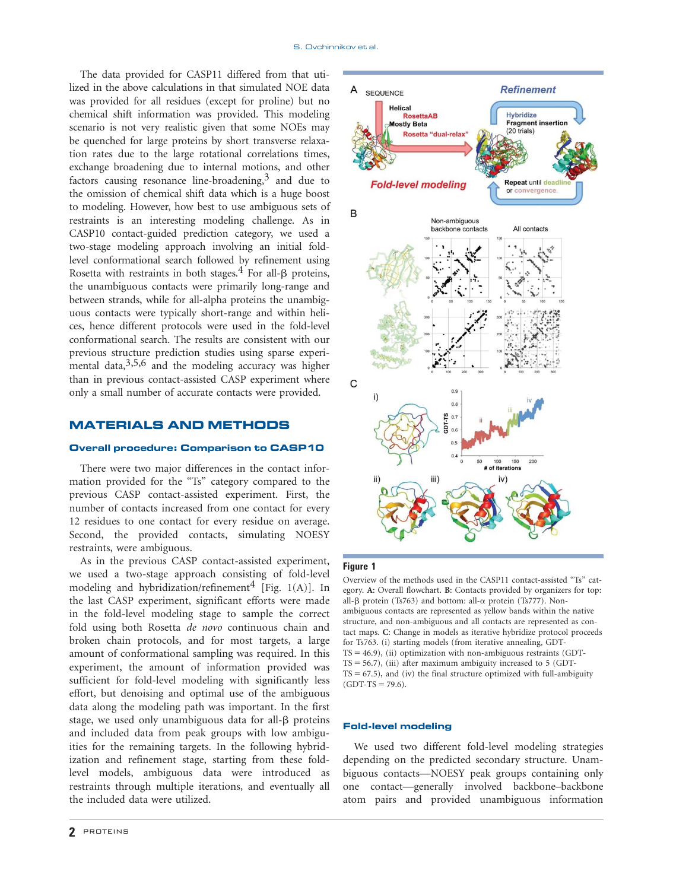The data provided for CASP11 differed from that utilized in the above calculations in that simulated NOE data was provided for all residues (except for proline) but no chemical shift information was provided. This modeling scenario is not very realistic given that some NOEs may be quenched for large proteins by short transverse relaxation rates due to the large rotational correlations times, exchange broadening due to internal motions, and other factors causing resonance line-broadening,[3] and due to the omission of chemical shift data which is a huge boost to modeling. However, how best to use ambiguous sets of restraints is an interesting modeling challenge. As in CASP10 contact-guided prediction category, we used a two-stage modeling approach involving an initial fold-level conformational search followed by refinement using Rosetta with restraints in both stages.[4] For all-β proteins, the unambiguous contacts were primarily long-range and between strands, while for all-alpha proteins the unambiguous contacts were typically short-range and within helices, hence different protocols were used in the fold-level conformational search. The results are consistent with our previous structure prediction studies using sparse experimental data,[3,5,6] and the modeling accuracy was higher than in previous contact-assisted CASP experiment where only a small number of accurate contacts were provided.

## MATERIALS AND METHODS

### Overall procedure: Comparison to CASP10

There were two major differences in the contact information provided for the "Ts" category compared to the previous CASP contact-assisted experiment. First, the number of contacts increased from one contact for every 12 residues to one contact for every residue on average. Second, the provided contacts, simulating NOESY restraints, were ambiguous.

As in the previous CASP contact-assisted experiment, we used a two-stage approach consisting of fold-level modeling and hybridization/refinement[4] [Fig. 1(A)]. In the last CASP experiment, significant efforts were made in the fold-level modeling stage to sample the correct fold using both Rosetta *de novo* continuous chain and broken chain protocols, and for most targets, a large amount of conformational sampling was required. In this experiment, the amount of information provided was sufficient for fold-level modeling with significantly less effort, but denoising and optimal use of the ambiguous data along the modeling path was important. In the first stage, we used only unambiguous data for all-β proteins and included data from peak groups with low ambiguities for the remaining targets. In the following hybridization and refinement stage, starting from these fold-level models, ambiguous data were introduced as restraints through multiple iterations, and eventually all the included data were utilized.

**Figure 1**

Overview of the methods used in the CASP11 contact-assisted "Ts" category. **A**: Overall flowchart. **B**: Contacts provided by organizers for top: all-β protein (Ts763) and bottom: all-α protein (Ts777). Non-ambiguous contacts are represented as yellow bands within the native structure, and non-ambiguous and all contacts are represented as contact maps. **C**: Change in models as iterative hybridize protocol proceeds for Ts763. (i) starting models (from iterative annealing, GDT-TS = 46.9), (ii) optimization with non-ambiguous restraints (GDT-TS = 56.7), (iii) after maximum ambiguity increased to 5 (GDT-TS = 67.5), and (iv) the final structure optimized with full-ambiguity (GDT-TS = 79.6).

### Fold-level modeling

We used two different fold-level modeling strategies depending on the predicted secondary structure. Unambiguous contacts—NOESY peak groups containing only one contact—generally involved backbone–backbone atom pairs and provided unambiguous information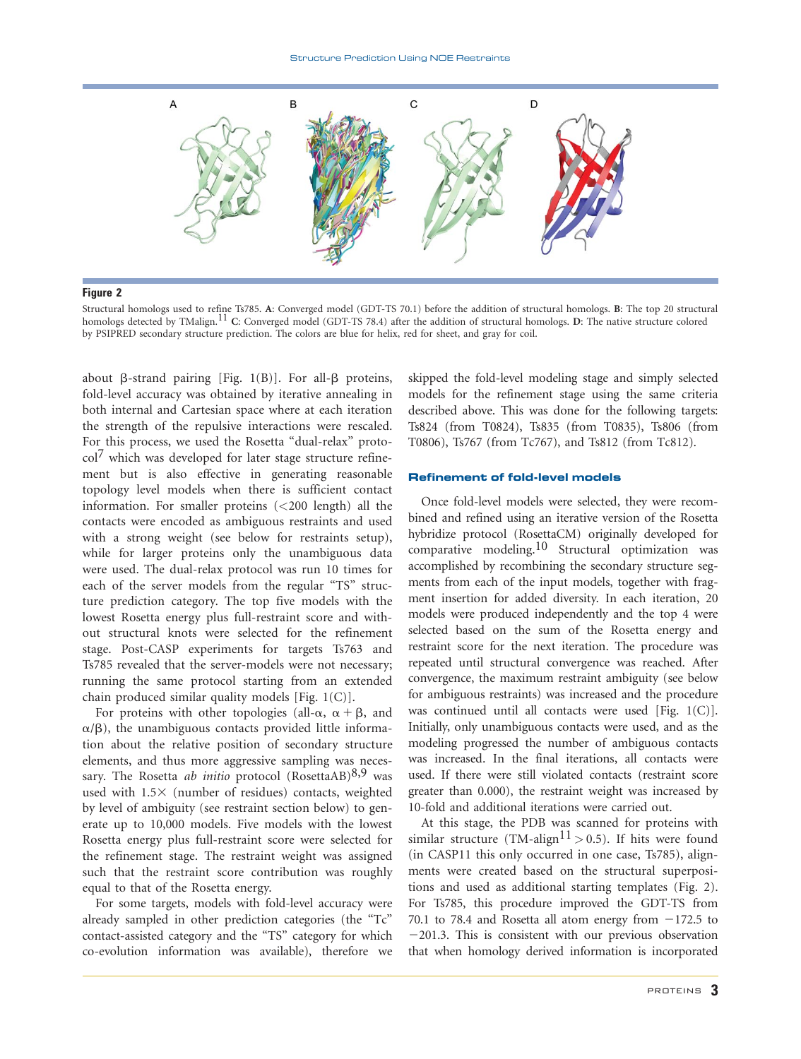**Figure 2**

Structural homologs used to refine Ts785. **A**: Converged model (GDT-TS 70.1) before the addition of structural homologs. **B**: The top 20 structural homologs detected by TMalign.[11] **C**: Converged model (GDT-TS 78.4) after the addition of structural homologs. **D**: The native structure colored by PSIPRED secondary structure prediction. The colors are blue for helix, red for sheet, and gray for coil.

about β-strand pairing [Fig. 1(B)]. For all-β proteins, fold-level accuracy was obtained by iterative annealing in both internal and Cartesian space where at each iteration the strength of the repulsive interactions were rescaled. For this process, we used the Rosetta "dual-relax" protocol[7] which was developed for later stage structure refinement but is also effective in generating reasonable topology level models when there is sufficient contact information. For smaller proteins (<200 length) all the contacts were encoded as ambiguous restraints and used with a strong weight (see below for restraints setup), while for larger proteins only the unambiguous data were used. The dual-relax protocol was run 10 times for each of the server models from the regular "TS" structure prediction category. The top five models with the lowest Rosetta energy plus full-restraint score and without structural knots were selected for the refinement stage. Post-CASP experiments for targets Ts763 and Ts785 revealed that the server-models were not necessary; running the same protocol starting from an extended chain produced similar quality models [Fig. 1(C)].

For proteins with other topologies (all-α, α + β, and α/β), the unambiguous contacts provided little information about the relative position of secondary structure elements, and thus more aggressive sampling was necessary. The Rosetta *ab initio* protocol (RosettaAB)[8,9] was used with 1.5× (number of residues) contacts, weighted by level of ambiguity (see restraint section below) to generate up to 10,000 models. Five models with the lowest Rosetta energy plus full-restraint score were selected for the refinement stage. The restraint weight was assigned such that the restraint score contribution was roughly equal to that of the Rosetta energy.

For some targets, models with fold-level accuracy were already sampled in other prediction categories (the "Tc" contact-assisted category and the "TS" category for which co-evolution information was available), therefore we skipped the fold-level modeling stage and simply selected models for the refinement stage using the same criteria described above. This was done for the following targets: Ts824 (from T0824), Ts835 (from T0835), Ts806 (from T0806), Ts767 (from Tc767), and Ts812 (from Tc812).

### Refinement of fold-level models

Once fold-level models were selected, they were recombined and refined using an iterative version of the Rosetta hybridize protocol (RosettaCM) originally developed for comparative modeling.[10] Structural optimization was accomplished by recombining the secondary structure segments from each of the input models, together with fragment insertion for added diversity. In each iteration, 20 models were produced independently and the top 4 were selected based on the sum of the Rosetta energy and restraint score for the next iteration. The procedure was repeated until structural convergence was reached. After convergence, the maximum restraint ambiguity (see below for ambiguous restraints) was increased and the procedure was continued until all contacts were used [Fig. 1(C)]. Initially, only unambiguous contacts were used, and as the modeling progressed the number of ambiguous contacts was increased. In the final iterations, all contacts were used. If there were still violated contacts (restraint score greater than 0.000), the restraint weight was increased by 10-fold and additional iterations were carried out.

At this stage, the PDB was scanned for proteins with similar structure (TM-align[11] > 0.5). If hits were found (in CASP11 this only occurred in one case, Ts785), alignments were created based on the structural superpositions and used as additional starting templates (Fig. 2). For Ts785, this procedure improved the GDT-TS from 70.1 to 78.4 and Rosetta all atom energy from −172.5 to −201.3. This is consistent with our previous observation that when homology derived information is incorporated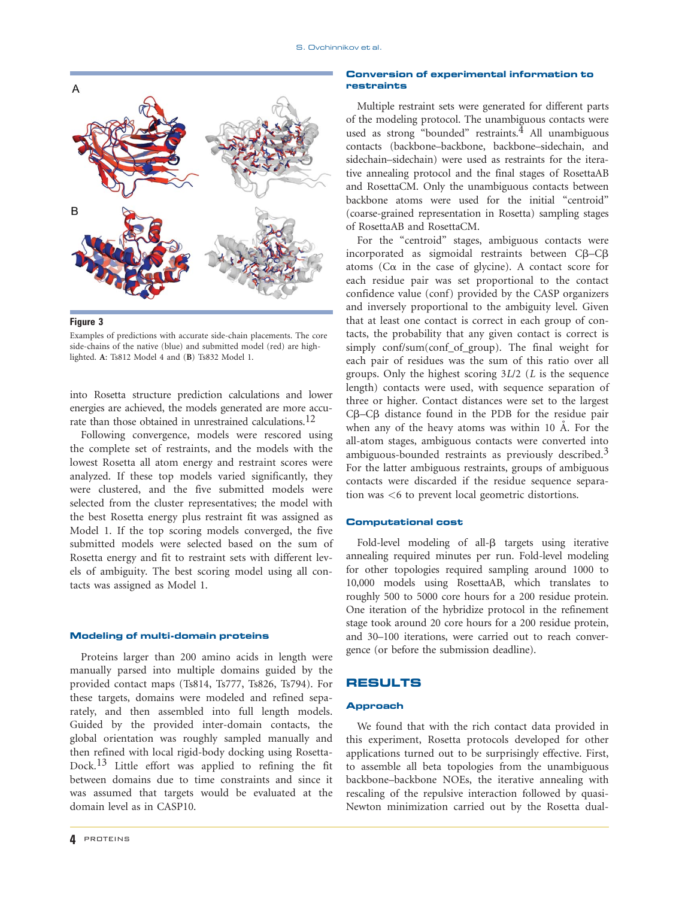Figure 3

Examples of predictions with accurate side-chain placements. The core side-chains of the native (blue) and submitted model (red) are highlighted. **A**: Ts812 Model 4 and (**B**) Ts832 Model 1.

into Rosetta structure prediction calculations and lower energies are achieved, the models generated are more accurate than those obtained in unrestrained calculations.[12]

Following convergence, models were rescored using the complete set of restraints, and the models with the lowest Rosetta all atom energy and restraint scores were analyzed. If these top models varied significantly, they were clustered, and the five submitted models were selected from the cluster representatives; the model with the best Rosetta energy plus restraint fit was assigned as Model 1. If the top scoring models converged, the five submitted models were selected based on the sum of Rosetta energy and fit to restraint sets with different levels of ambiguity. The best scoring model using all contacts was assigned as Model 1.

## Modeling of multi-domain proteins

Proteins larger than 200 amino acids in length were manually parsed into multiple domains guided by the provided contact maps (Ts814, Ts777, Ts826, Ts794). For these targets, domains were modeled and refined separately, and then assembled into full length models. Guided by the provided inter-domain contacts, the global orientation was roughly sampled manually and then refined with local rigid-body docking using RosettaDock.[13] Little effort was applied to refining the fit between domains due to time constraints and since it was assumed that targets would be evaluated at the domain level as in CASP10.

## Conversion of experimental information to restraints

Multiple restraint sets were generated for different parts of the modeling protocol. The unambiguous contacts were used as strong "bounded" restraints.[4] All unambiguous contacts (backbone–backbone, backbone–sidechain, and sidechain–sidechain) were used as restraints for the iterative annealing protocol and the final stages of RosettaAB and RosettaCM. Only the unambiguous contacts between backbone atoms were used for the initial "centroid" (coarse-grained representation in Rosetta) sampling stages of RosettaAB and RosettaCM.

For the "centroid" stages, ambiguous contacts were incorporated as sigmoidal restraints between Cβ–Cβ atoms (Cα in the case of glycine). A contact score for each residue pair was set proportional to the contact confidence value (conf) provided by the CASP organizers and inversely proportional to the ambiguity level. Given that at least one contact is correct in each group of contacts, the probability that any given contact is correct is simply conf/sum(conf_of_group). The final weight for each pair of residues was the sum of this ratio over all groups. Only the highest scoring $3L/2$ ($L$ is the sequence length) contacts were used, with sequence separation of three or higher. Contact distances were set to the largest Cβ–Cβ distance found in the PDB for the residue pair when any of the heavy atoms was within 10 Å. For the all-atom stages, ambiguous contacts were converted into ambiguous-bounded restraints as previously described.[3] For the latter ambiguous restraints, groups of ambiguous contacts were discarded if the residue sequence separation was $<6$ to prevent local geometric distortions.

## Computational cost

Fold-level modeling of all-β targets using iterative annealing required minutes per run. Fold-level modeling for other topologies required sampling around 1000 to 10,000 models using RosettaAB, which translates to roughly 500 to 5000 core hours for a 200 residue protein. One iteration of the hybridize protocol in the refinement stage took around 20 core hours for a 200 residue protein, and 30–100 iterations, were carried out to reach convergence (or before the submission deadline).

# RESULTS

## Approach

We found that with the rich contact data provided in this experiment, Rosetta protocols developed for other applications turned out to be surprisingly effective. First, to assemble all beta topologies from the unambiguous backbone–backbone NOEs, the iterative annealing with rescaling of the repulsive interaction followed by quasi-Newton minimization carried out by the Rosetta dual-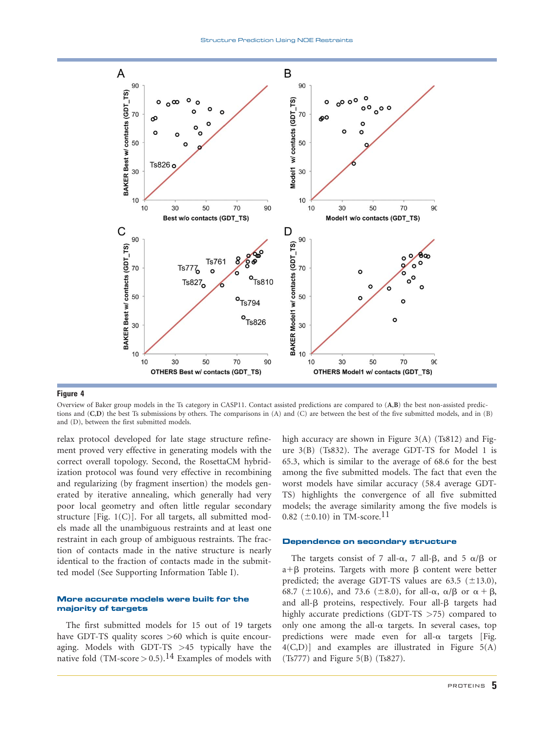**Figure 4**

Overview of Baker group models in the Ts category in CASP11. Contact assisted predictions are compared to (**A**,**B**) the best non-assisted predictions and (**C**,**D**) the best Ts submissions by others. The comparisons in (A) and (C) are between the best of the five submitted models, and in (B) and (D), between the first submitted models.

relax protocol developed for late stage structure refinement proved very effective in generating models with the correct overall topology. Second, the RosettaCM hybridization protocol was found very effective in recombining and regularizing (by fragment insertion) the models generated by iterative annealing, which generally had very poor local geometry and often little regular secondary structure [Fig. 1(C)]. For all targets, all submitted models made all the unambiguous restraints and at least one restraint in each group of ambiguous restraints. The fraction of contacts made in the native structure is nearly identical to the fraction of contacts made in the submitted model (See Supporting Information Table I).

### More accurate models were built for the majority of targets

The first submitted models for 15 out of 19 targets have GDT-TS quality scores >60 which is quite encouraging. Models with GDT-TS >45 typically have the native fold (TM-score > 0.5).[14] Examples of models with high accuracy are shown in Figure 3(A) (Ts812) and Figure 3(B) (Ts832). The average GDT-TS for Model 1 is 65.3, which is similar to the average of 68.6 for the best among the five submitted models. The fact that even the worst models have similar accuracy (58.4 average GDT-TS) highlights the convergence of all five submitted models; the average similarity among the five models is 0.82 ($\pm$0.10) in TM-score.[11]

### Dependence on secondary structure

The targets consist of 7 all-$\alpha$, 7 all-$\beta$, and 5 $\alpha/\beta$ or a+$\beta$ proteins. Targets with more $\beta$ content were better predicted; the average GDT-TS values are 63.5 ($\pm$13.0), 68.7 ($\pm$10.6), and 73.6 ($\pm$8.0), for all-$\alpha$, $\alpha/\beta$ or $\alpha + \beta$, and all-$\beta$ proteins, respectively. Four all-$\beta$ targets had highly accurate predictions (GDT-TS >75) compared to only one among the all-$\alpha$ targets. In several cases, top predictions were made even for all-$\alpha$ targets [Fig. 4(C,D)] and examples are illustrated in Figure 5(A) (Ts777) and Figure 5(B) (Ts827).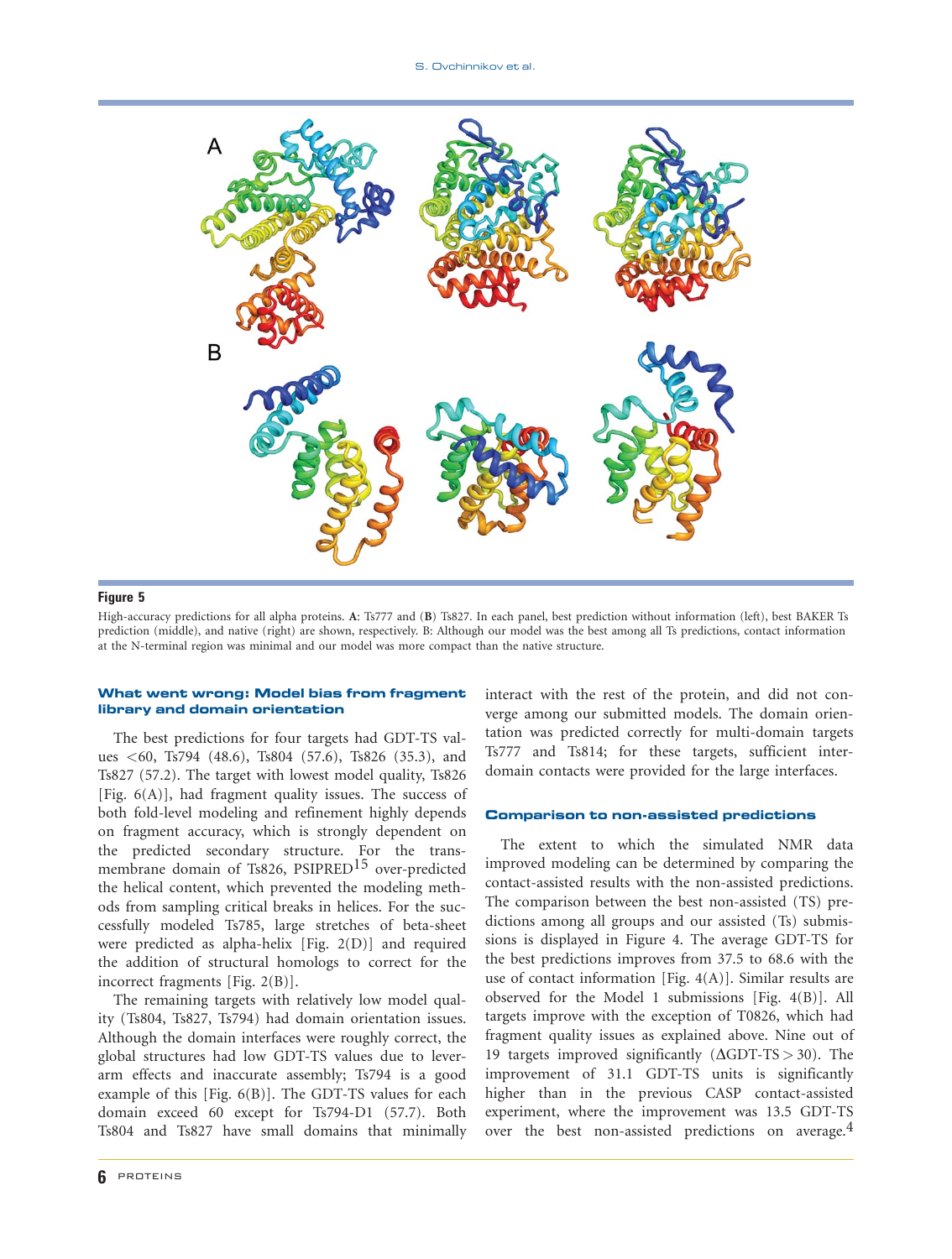**Figure 5**

High-accuracy predictions for all alpha proteins. **A**: Ts777 and (**B**) Ts827. In each panel, best prediction without information (left), best BAKER Ts prediction (middle), and native (right) are shown, respectively. B: Although our model was the best among all Ts predictions, contact information at the N-terminal region was minimal and our model was more compact than the native structure.

### What went wrong: Model bias from fragment library and domain orientation

The best predictions for four targets had GDT-TS values <60, Ts794 (48.6), Ts804 (57.6), Ts826 (35.3), and Ts827 (57.2). The target with lowest model quality, Ts826 [Fig. 6(A)], had fragment quality issues. The success of both fold-level modeling and refinement highly depends on fragment accuracy, which is strongly dependent on the predicted secondary structure. For the transmembrane domain of Ts826, PSIPRED[15] over-predicted the helical content, which prevented the modeling methods from sampling critical breaks in helices. For the successfully modeled Ts785, large stretches of beta-sheet were predicted as alpha-helix [Fig. 2(D)] and required the addition of structural homologs to correct for the incorrect fragments [Fig. 2(B)].

The remaining targets with relatively low model quality (Ts804, Ts827, Ts794) had domain orientation issues. Although the domain interfaces were roughly correct, the global structures had low GDT-TS values due to lever-arm effects and inaccurate assembly; Ts794 is a good example of this [Fig. 6(B)]. The GDT-TS values for each domain exceed 60 except for Ts794-D1 (57.7). Both Ts804 and Ts827 have small domains that minimally interact with the rest of the protein, and did not converge among our submitted models. The domain orientation was predicted correctly for multi-domain targets Ts777 and Ts814; for these targets, sufficient inter-domain contacts were provided for the large interfaces.

### Comparison to non-assisted predictions

The extent to which the simulated NMR data improved modeling can be determined by comparing the contact-assisted results with the non-assisted predictions. The comparison between the best non-assisted (TS) predictions among all groups and our assisted (Ts) submissions is displayed in Figure 4. The average GDT-TS for the best predictions improves from 37.5 to 68.6 with the use of contact information [Fig. 4(A)]. Similar results are observed for the Model 1 submissions [Fig. 4(B)]. All targets improve with the exception of T0826, which had fragment quality issues as explained above. Nine out of 19 targets improved significantly ($\Delta$GDT-TS > 30). The improvement of 31.1 GDT-TS units is significantly higher than in the previous CASP contact-assisted experiment, where the improvement was 13.5 GDT-TS over the best non-assisted predictions on average.[4]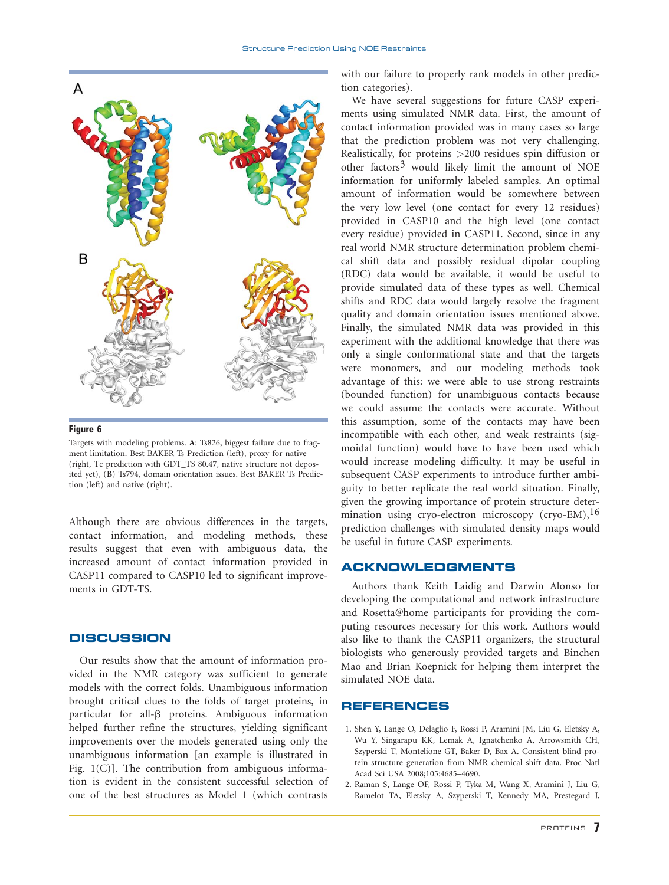A

B

**Figure 6**

Targets with modeling problems. **A**: Ts826, biggest failure due to fragment limitation. Best BAKER Ts Prediction (left), proxy for native (right, Tc prediction with GDT_TS 80.47, native structure not deposited yet), (**B**) Ts794, domain orientation issues. Best BAKER Ts Prediction (left) and native (right).

Although there are obvious differences in the targets, contact information, and modeling methods, these results suggest that even with ambiguous data, the increased amount of contact information provided in CASP11 compared to CASP10 led to significant improvements in GDT-TS.

## DISCUSSION

Our results show that the amount of information provided in the NMR category was sufficient to generate models with the correct folds. Unambiguous information brought critical clues to the folds of target proteins, in particular for all-β proteins. Ambiguous information helped further refine the structures, yielding significant improvements over the models generated using only the unambiguous information [an example is illustrated in Fig. 1(C)]. The contribution from ambiguous information is evident in the consistent successful selection of one of the best structures as Model 1 (which contrasts with our failure to properly rank models in other prediction categories).

We have several suggestions for future CASP experiments using simulated NMR data. First, the amount of contact information provided was in many cases so large that the prediction problem was not very challenging. Realistically, for proteins >200 residues spin diffusion or other factors[3] would likely limit the amount of NOE information for uniformly labeled samples. An optimal amount of information would be somewhere between the very low level (one contact for every 12 residues) provided in CASP10 and the high level (one contact every residue) provided in CASP11. Second, since in any real world NMR structure determination problem chemical shift data and possibly residual dipolar coupling (RDC) data would be available, it would be useful to provide simulated data of these types as well. Chemical shifts and RDC data would largely resolve the fragment quality and domain orientation issues mentioned above. Finally, the simulated NMR data was provided in this experiment with the additional knowledge that there was only a single conformational state and that the targets were monomers, and our modeling methods took advantage of this: we were able to use strong restraints (bounded function) for unambiguous contacts because we could assume the contacts were accurate. Without this assumption, some of the contacts may have been incompatible with each other, and weak restraints (sigmoidal function) would have to have been used which would increase modeling difficulty. It may be useful in subsequent CASP experiments to introduce further ambiguity to better replicate the real world situation. Finally, given the growing importance of protein structure determination using cryo-electron microscopy (cryo-EM),[16] prediction challenges with simulated density maps would be useful in future CASP experiments.

## ACKNOWLEDGMENTS

Authors thank Keith Laidig and Darwin Alonso for developing the computational and network infrastructure and Rosetta@home participants for providing the computing resources necessary for this work. Authors would also like to thank the CASP11 organizers, the structural biologists who generously provided targets and Binchen Mao and Brian Koepnick for helping them interpret the simulated NOE data.

## REFERENCES

1. Shen Y, Lange O, Delaglio F, Rossi P, Aramini JM, Liu G, Eletsky A, Wu Y, Singarapu KK, Lemak A, Ignatchenko A, Arrowsmith CH, Szyperski T, Montelione GT, Baker D, Bax A. Consistent blind protein structure generation from NMR chemical shift data. Proc Natl Acad Sci USA 2008;105:4685–4690.
2. Raman S, Lange OF, Rossi P, Tyka M, Wang X, Aramini J, Liu G, Ramelot TA, Eletsky A, Szyperski T, Kennedy MA, Prestegard J,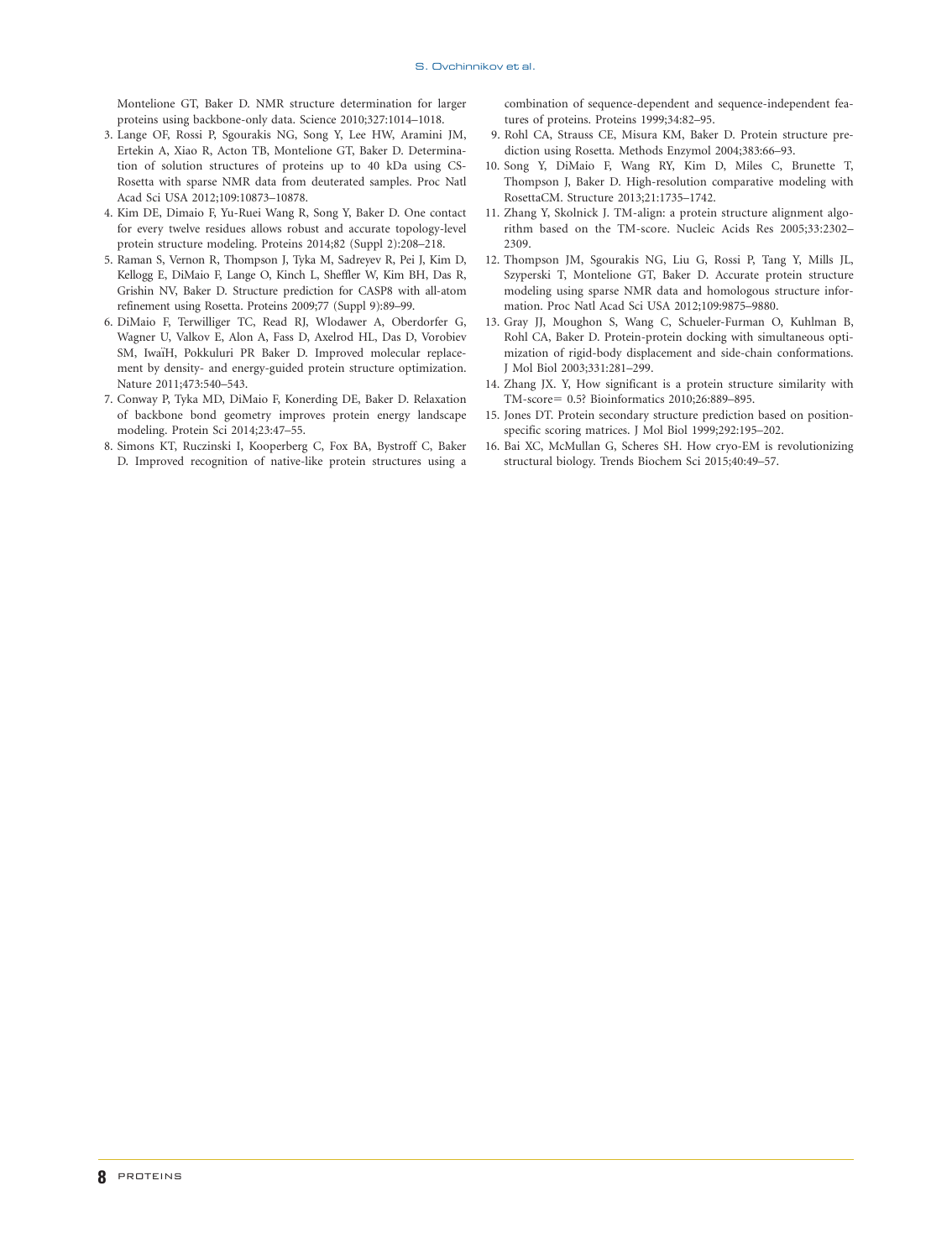Montelione GT, Baker D. NMR structure determination for larger proteins using backbone-only data. Science 2010;327:1014–1018.

3. Lange OF, Rossi P, Sgourakis NG, Song Y, Lee HW, Aramini JM, Ertekin A, Xiao R, Acton TB, Montelione GT, Baker D. Determination of solution structures of proteins up to 40 kDa using CS-Rosetta with sparse NMR data from deuterated samples. Proc Natl Acad Sci USA 2012;109:10873–10878.
4. Kim DE, Dimaio F, Yu-Ruei Wang R, Song Y, Baker D. One contact for every twelve residues allows robust and accurate topology-level protein structure modeling. Proteins 2014;82 (Suppl 2):208–218.
5. Raman S, Vernon R, Thompson J, Tyka M, Sadreyev R, Pei J, Kim D, Kellogg E, DiMaio F, Lange O, Kinch L, Sheffler W, Kim BH, Das R, Grishin NV, Baker D. Structure prediction for CASP8 with all-atom refinement using Rosetta. Proteins 2009;77 (Suppl 9):89–99.
6. DiMaio F, Terwilliger TC, Read RJ, Wlodawer A, Oberdorfer G, Wagner U, Valkov E, Alon A, Fass D, Axelrod HL, Das D, Vorobiev SM, IwaïH, Pokkuluri PR Baker D. Improved molecular replacement by density- and energy-guided protein structure optimization. Nature 2011;473:540–543.
7. Conway P, Tyka MD, DiMaio F, Konerding DE, Baker D. Relaxation of backbone bond geometry improves protein energy landscape modeling. Protein Sci 2014;23:47–55.
8. Simons KT, Ruczinski I, Kooperberg C, Fox BA, Bystroff C, Baker D. Improved recognition of native-like protein structures using a combination of sequence-dependent and sequence-independent features of proteins. Proteins 1999;34:82–95.
9. Rohl CA, Strauss CE, Misura KM, Baker D. Protein structure prediction using Rosetta. Methods Enzymol 2004;383:66–93.
10. Song Y, DiMaio F, Wang RY, Kim D, Miles C, Brunette T, Thompson J, Baker D. High-resolution comparative modeling with RosettaCM. Structure 2013;21:1735–1742.
11. Zhang Y, Skolnick J. TM-align: a protein structure alignment algorithm based on the TM-score. Nucleic Acids Res 2005;33:2302–2309.
12. Thompson JM, Sgourakis NG, Liu G, Rossi P, Tang Y, Mills JL, Szyperski T, Montelione GT, Baker D. Accurate protein structure modeling using sparse NMR data and homologous structure information. Proc Natl Acad Sci USA 2012;109:9875–9880.
13. Gray JJ, Moughon S, Wang C, Schueler-Furman O, Kuhlman B, Rohl CA, Baker D. Protein-protein docking with simultaneous optimization of rigid-body displacement and side-chain conformations. J Mol Biol 2003;331:281–299.
14. Zhang JX. Y, How significant is a protein structure similarity with TM-score= 0.5? Bioinformatics 2010;26:889–895.
15. Jones DT. Protein secondary structure prediction based on position-specific scoring matrices. J Mol Biol 1999;292:195–202.
16. Bai XC, McMullan G, Scheres SH. How cryo-EM is revolutionizing structural biology. Trends Biochem Sci 2015;40:49–57.